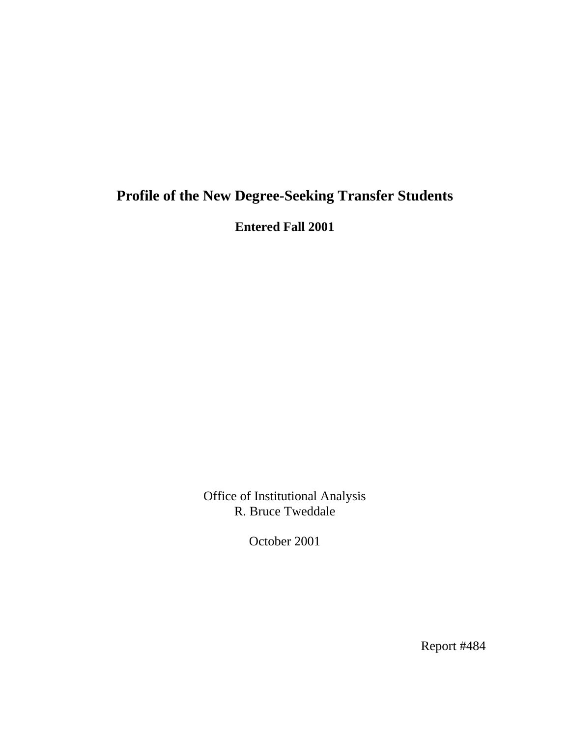# Profile of the New Degree-Seeking Transfer Students

**Entered Fall 2001**

Office of Institutional Analysis
R. Bruce Tweddale

October 2001

Report #484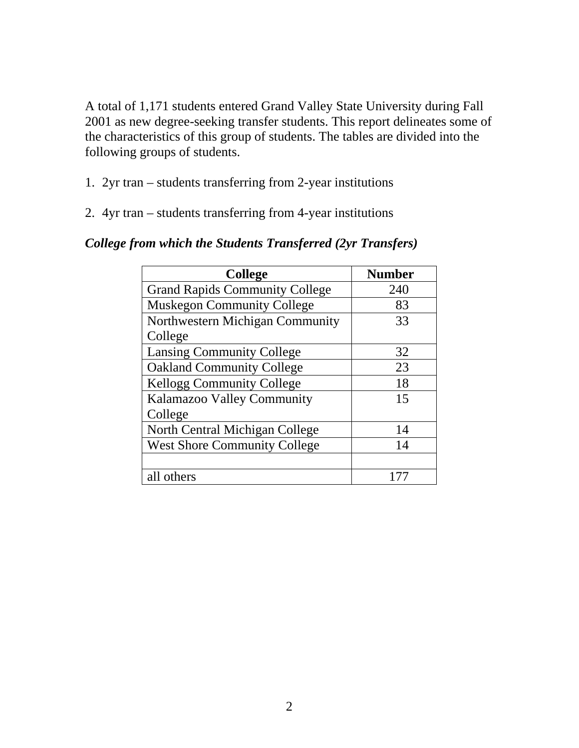A total of 1,171 students entered Grand Valley State University during Fall 2001 as new degree-seeking transfer students. This report delineates some of the characteristics of this group of students. The tables are divided into the following groups of students.

1. 2yr tran – students transferring from 2-year institutions

2. 4yr tran – students transferring from 4-year institutions

***College from which the Students Transferred (2yr Transfers)***

| College | Number |
|---|---|
| Grand Rapids Community College | 240 |
| Muskegon Community College | 83 |
| Northwestern Michigan Community College | 33 |
| Lansing Community College | 32 |
| Oakland Community College | 23 |
| Kellogg Community College | 18 |
| Kalamazoo Valley Community College | 15 |
| North Central Michigan College | 14 |
| West Shore Community College | 14 |
| | |
| all others | 177 |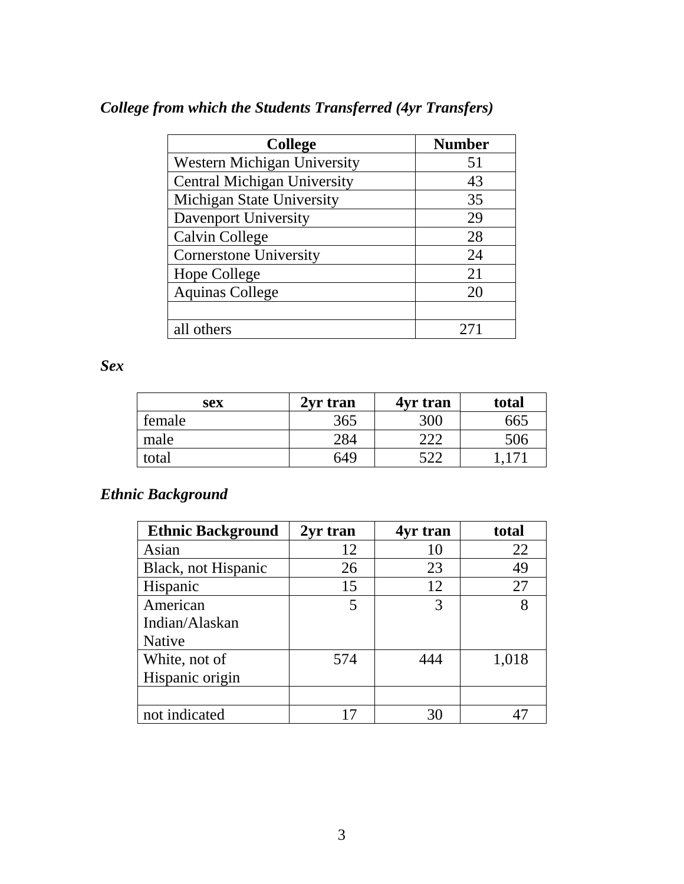### *College from which the Students Transferred (4yr Transfers)*

| College | Number |
|---|---|
| Western Michigan University | 51 |
| Central Michigan University | 43 |
| Michigan State University | 35 |
| Davenport University | 29 |
| Calvin College | 28 |
| Cornerstone University | 24 |
| Hope College | 21 |
| Aquinas College | 20 |
| | |
| all others | 271 |

### *Sex*

| sex | 2yr tran | 4yr tran | total |
|---|---|---|---|
| female | 365 | 300 | 665 |
| male | 284 | 222 | 506 |
| total | 649 | 522 | 1,171 |

### *Ethnic Background*

| Ethnic Background | 2yr tran | 4yr tran | total |
|---|---|---|---|
| Asian | 12 | 10 | 22 |
| Black, not Hispanic | 26 | 23 | 49 |
| Hispanic | 15 | 12 | 27 |
| American Indian/Alaskan Native | 5 | 3 | 8 |
| White, not of Hispanic origin | 574 | 444 | 1,018 |
| | | | |
| not indicated | 17 | 30 | 47 |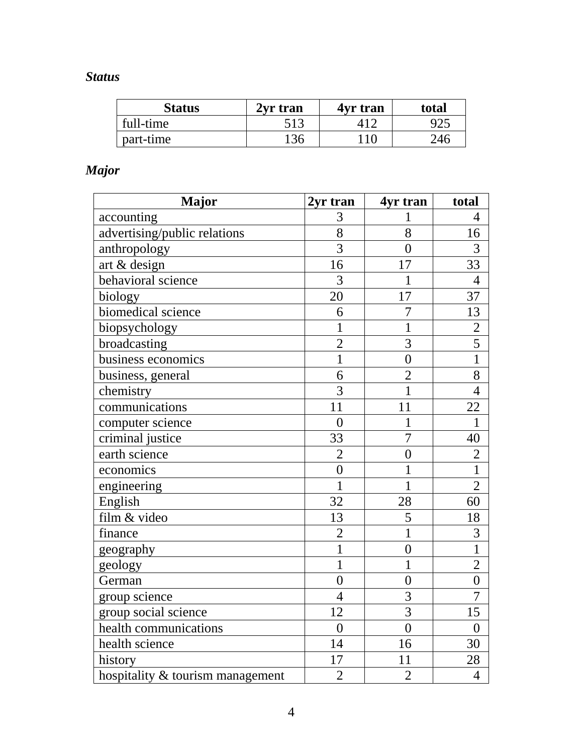***Status***

| Status | 2yr tran | 4yr tran | total |
|---|---|---|---|
| full-time | 513 | 412 | 925 |
| part-time | 136 | 110 | 246 |

***Major***

| Major | 2yr tran | 4yr tran | total |
|---|---|---|---|
| accounting | 3 | 1 | 4 |
| advertising/public relations | 8 | 8 | 16 |
| anthropology | 3 | 0 | 3 |
| art & design | 16 | 17 | 33 |
| behavioral science | 3 | 1 | 4 |
| biology | 20 | 17 | 37 |
| biomedical science | 6 | 7 | 13 |
| biopsychology | 1 | 1 | 2 |
| broadcasting | 2 | 3 | 5 |
| business economics | 1 | 0 | 1 |
| business, general | 6 | 2 | 8 |
| chemistry | 3 | 1 | 4 |
| communications | 11 | 11 | 22 |
| computer science | 0 | 1 | 1 |
| criminal justice | 33 | 7 | 40 |
| earth science | 2 | 0 | 2 |
| economics | 0 | 1 | 1 |
| engineering | 1 | 1 | 2 |
| English | 32 | 28 | 60 |
| film & video | 13 | 5 | 18 |
| finance | 2 | 1 | 3 |
| geography | 1 | 0 | 1 |
| geology | 1 | 1 | 2 |
| German | 0 | 0 | 0 |
| group science | 4 | 3 | 7 |
| group social science | 12 | 3 | 15 |
| health communications | 0 | 0 | 0 |
| health science | 14 | 16 | 30 |
| history | 17 | 11 | 28 |
| hospitality & tourism management | 2 | 2 | 4 |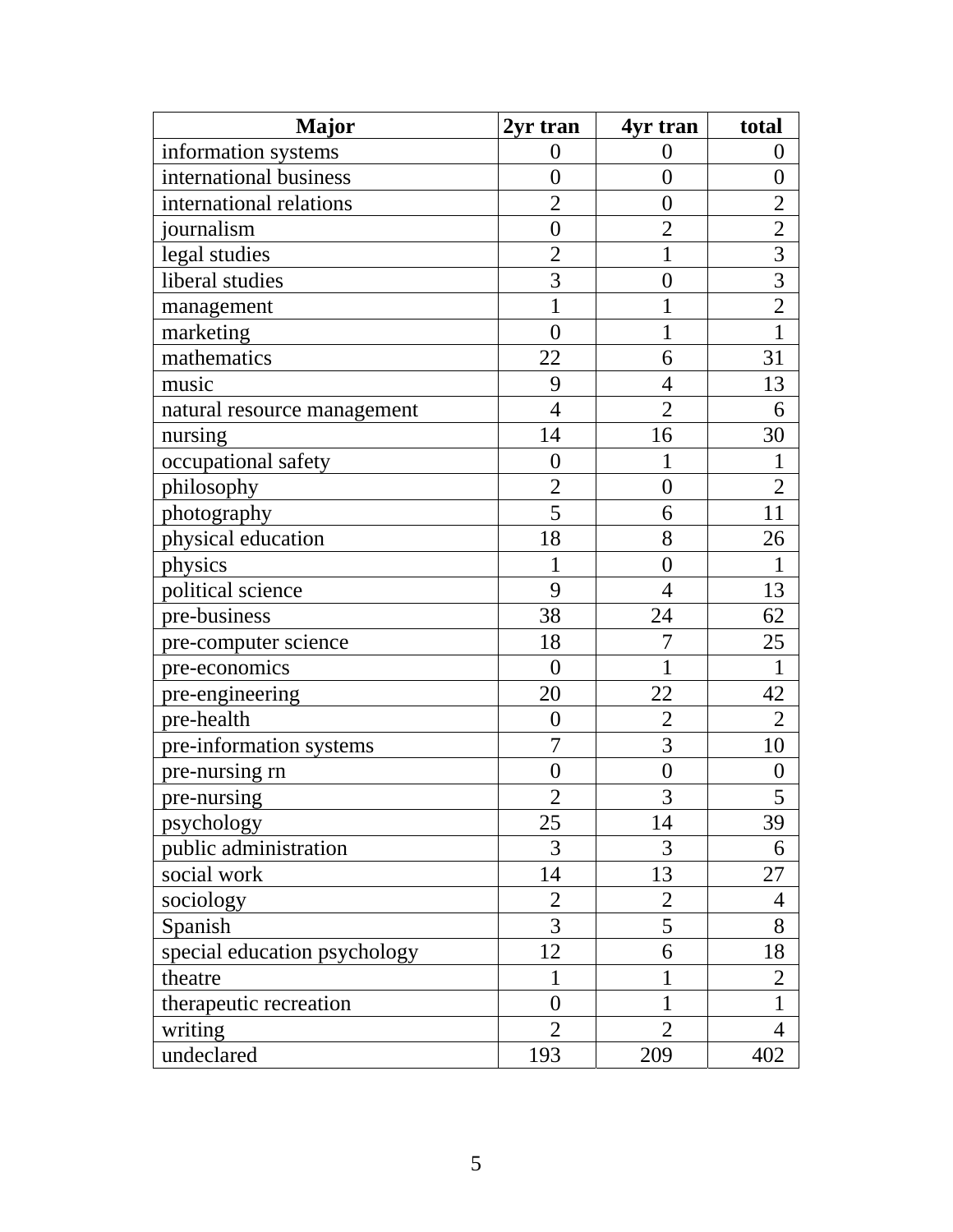| Major | 2yr tran | 4yr tran | total |
|---|---|---|---|
| information systems | 0 | 0 | 0 |
| international business | 0 | 0 | 0 |
| international relations | 2 | 0 | 2 |
| journalism | 0 | 2 | 2 |
| legal studies | 2 | 1 | 3 |
| liberal studies | 3 | 0 | 3 |
| management | 1 | 1 | 2 |
| marketing | 0 | 1 | 1 |
| mathematics | 22 | 6 | 31 |
| music | 9 | 4 | 13 |
| natural resource management | 4 | 2 | 6 |
| nursing | 14 | 16 | 30 |
| occupational safety | 0 | 1 | 1 |
| philosophy | 2 | 0 | 2 |
| photography | 5 | 6 | 11 |
| physical education | 18 | 8 | 26 |
| physics | 1 | 0 | 1 |
| political science | 9 | 4 | 13 |
| pre-business | 38 | 24 | 62 |
| pre-computer science | 18 | 7 | 25 |
| pre-economics | 0 | 1 | 1 |
| pre-engineering | 20 | 22 | 42 |
| pre-health | 0 | 2 | 2 |
| pre-information systems | 7 | 3 | 10 |
| pre-nursing rn | 0 | 0 | 0 |
| pre-nursing | 2 | 3 | 5 |
| psychology | 25 | 14 | 39 |
| public administration | 3 | 3 | 6 |
| social work | 14 | 13 | 27 |
| sociology | 2 | 2 | 4 |
| Spanish | 3 | 5 | 8 |
| special education psychology | 12 | 6 | 18 |
| theatre | 1 | 1 | 2 |
| therapeutic recreation | 0 | 1 | 1 |
| writing | 2 | 2 | 4 |
| undeclared | 193 | 209 | 402 |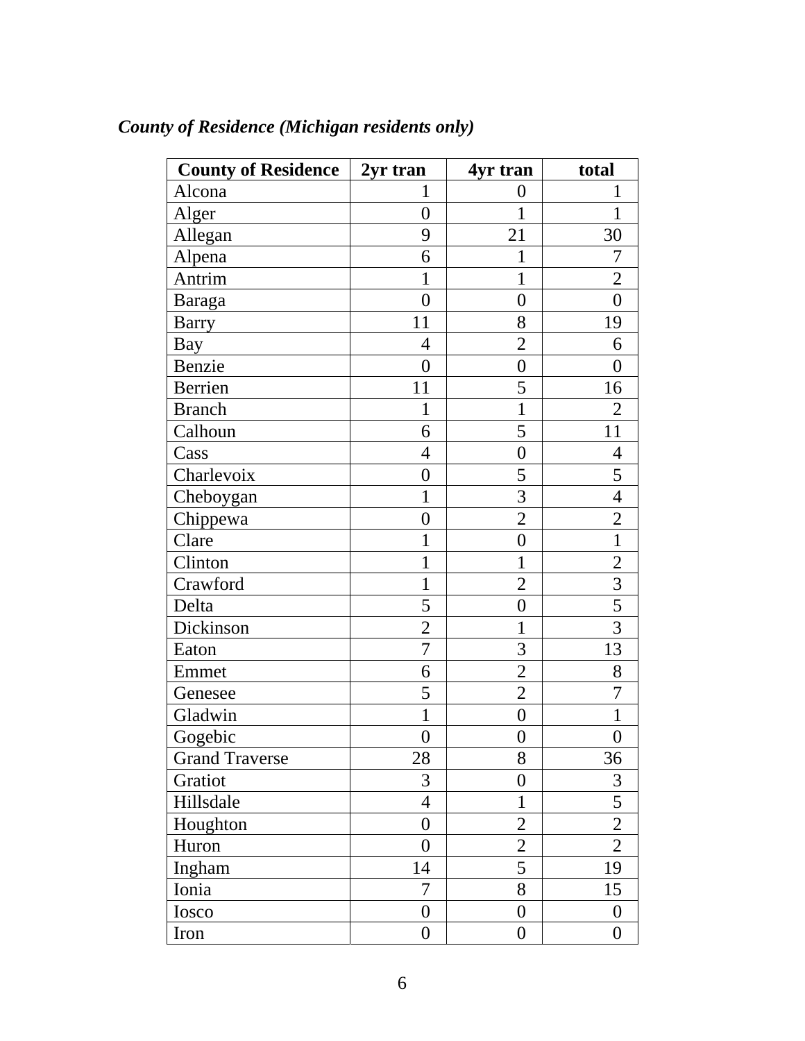***County of Residence (Michigan residents only)***

| County of Residence | 2yr tran | 4yr tran | total |
|---|---|---|---|
| Alcona | 1 | 0 | 1 |
| Alger | 0 | 1 | 1 |
| Allegan | 9 | 21 | 30 |
| Alpena | 6 | 1 | 7 |
| Antrim | 1 | 1 | 2 |
| Baraga | 0 | 0 | 0 |
| Barry | 11 | 8 | 19 |
| Bay | 4 | 2 | 6 |
| Benzie | 0 | 0 | 0 |
| Berrien | 11 | 5 | 16 |
| Branch | 1 | 1 | 2 |
| Calhoun | 6 | 5 | 11 |
| Cass | 4 | 0 | 4 |
| Charlevoix | 0 | 5 | 5 |
| Cheboygan | 1 | 3 | 4 |
| Chippewa | 0 | 2 | 2 |
| Clare | 1 | 0 | 1 |
| Clinton | 1 | 1 | 2 |
| Crawford | 1 | 2 | 3 |
| Delta | 5 | 0 | 5 |
| Dickinson | 2 | 1 | 3 |
| Eaton | 7 | 3 | 13 |
| Emmet | 6 | 2 | 8 |
| Genesee | 5 | 2 | 7 |
| Gladwin | 1 | 0 | 1 |
| Gogebic | 0 | 0 | 0 |
| Grand Traverse | 28 | 8 | 36 |
| Gratiot | 3 | 0 | 3 |
| Hillsdale | 4 | 1 | 5 |
| Houghton | 0 | 2 | 2 |
| Huron | 0 | 2 | 2 |
| Ingham | 14 | 5 | 19 |
| Ionia | 7 | 8 | 15 |
| Iosco | 0 | 0 | 0 |
| Iron | 0 | 0 | 0 |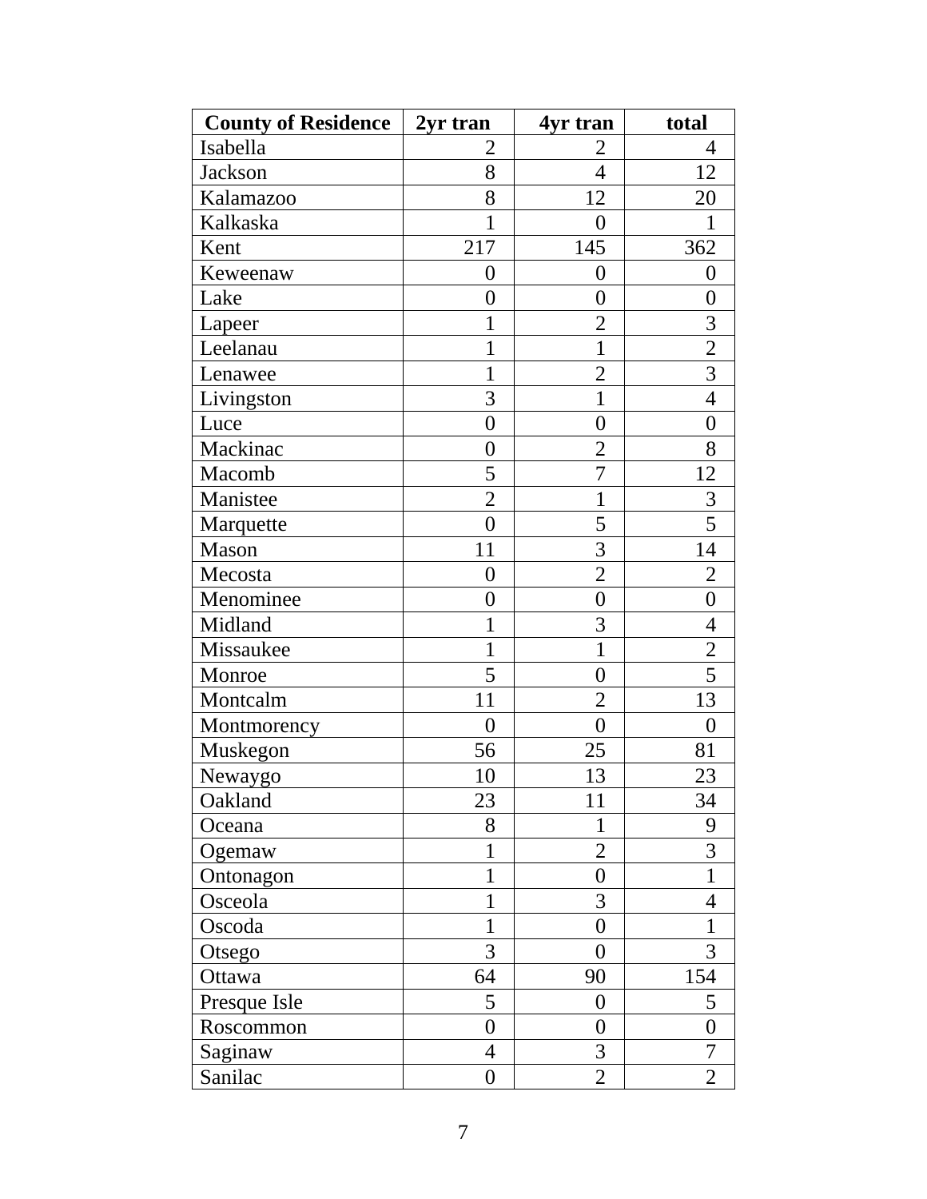| County of Residence | 2yr tran | 4yr tran | total |
| --- | --- | --- | --- |
| Isabella | 2 | 2 | 4 |
| Jackson | 8 | 4 | 12 |
| Kalamazoo | 8 | 12 | 20 |
| Kalkaska | 1 | 0 | 1 |
| Kent | 217 | 145 | 362 |
| Keweenaw | 0 | 0 | 0 |
| Lake | 0 | 0 | 0 |
| Lapeer | 1 | 2 | 3 |
| Leelanau | 1 | 1 | 2 |
| Lenawee | 1 | 2 | 3 |
| Livingston | 3 | 1 | 4 |
| Luce | 0 | 0 | 0 |
| Mackinac | 0 | 2 | 8 |
| Macomb | 5 | 7 | 12 |
| Manistee | 2 | 1 | 3 |
| Marquette | 0 | 5 | 5 |
| Mason | 11 | 3 | 14 |
| Mecosta | 0 | 2 | 2 |
| Menominee | 0 | 0 | 0 |
| Midland | 1 | 3 | 4 |
| Missaukee | 1 | 1 | 2 |
| Monroe | 5 | 0 | 5 |
| Montcalm | 11 | 2 | 13 |
| Montmorency | 0 | 0 | 0 |
| Muskegon | 56 | 25 | 81 |
| Newaygo | 10 | 13 | 23 |
| Oakland | 23 | 11 | 34 |
| Oceana | 8 | 1 | 9 |
| Ogemaw | 1 | 2 | 3 |
| Ontonagon | 1 | 0 | 1 |
| Osceola | 1 | 3 | 4 |
| Oscoda | 1 | 0 | 1 |
| Otsego | 3 | 0 | 3 |
| Ottawa | 64 | 90 | 154 |
| Presque Isle | 5 | 0 | 5 |
| Roscommon | 0 | 0 | 0 |
| Saginaw | 4 | 3 | 7 |
| Sanilac | 0 | 2 | 2 |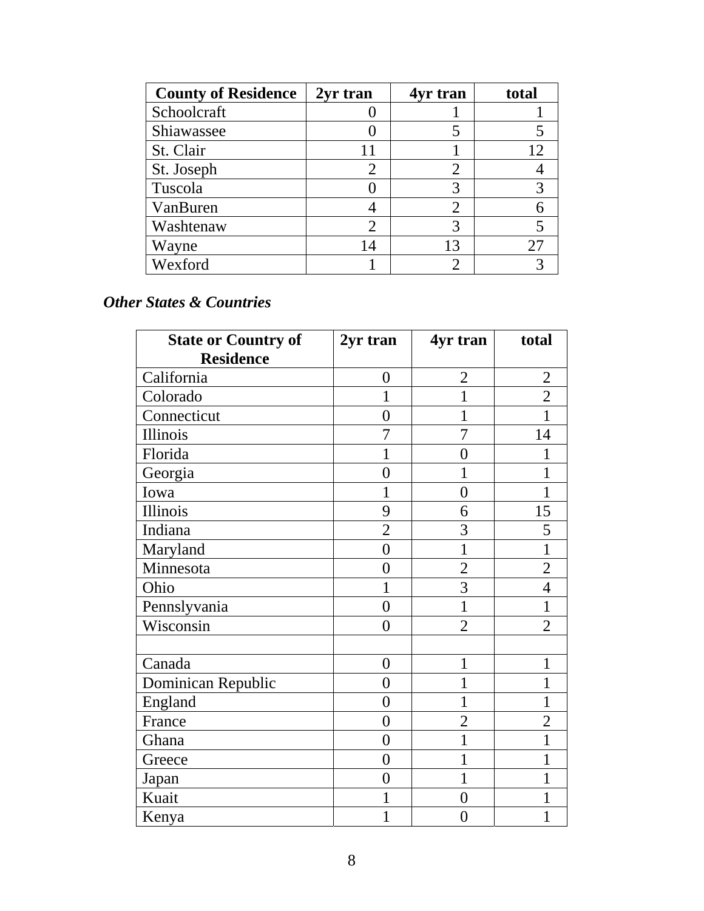| County of Residence | 2yr tran | 4yr tran | total |
|---|---|---|---|
| Schoolcraft | 0 | 1 | 1 |
| Shiawassee | 0 | 5 | 5 |
| St. Clair | 11 | 1 | 12 |
| St. Joseph | 2 | 2 | 4 |
| Tuscola | 0 | 3 | 3 |
| VanBuren | 4 | 2 | 6 |
| Washtenaw | 2 | 3 | 5 |
| Wayne | 14 | 13 | 27 |
| Wexford | 1 | 2 | 3 |

***Other States & Countries***

| State or Country of Residence | 2yr tran | 4yr tran | total |
|---|---|---|---|
| California | 0 | 2 | 2 |
| Colorado | 1 | 1 | 2 |
| Connecticut | 0 | 1 | 1 |
| Illinois | 7 | 7 | 14 |
| Florida | 1 | 0 | 1 |
| Georgia | 0 | 1 | 1 |
| Iowa | 1 | 0 | 1 |
| Illinois | 9 | 6 | 15 |
| Indiana | 2 | 3 | 5 |
| Maryland | 0 | 1 | 1 |
| Minnesota | 0 | 2 | 2 |
| Ohio | 1 | 3 | 4 |
| Pennslyvania | 0 | 1 | 1 |
| Wisconsin | 0 | 2 | 2 |
| | | | |
| Canada | 0 | 1 | 1 |
| Dominican Republic | 0 | 1 | 1 |
| England | 0 | 1 | 1 |
| France | 0 | 2 | 2 |
| Ghana | 0 | 1 | 1 |
| Greece | 0 | 1 | 1 |
| Japan | 0 | 1 | 1 |
| Kuait | 1 | 0 | 1 |
| Kenya | 1 | 0 | 1 |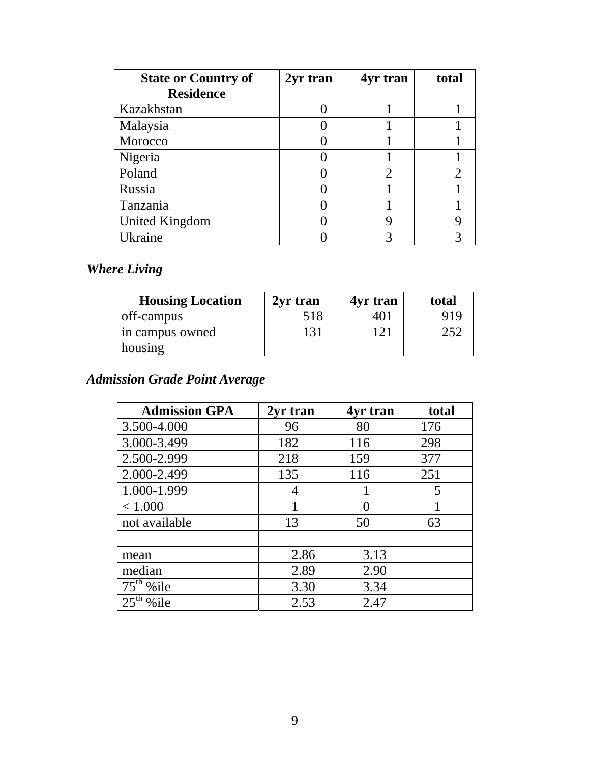| State or Country of Residence | 2yr tran | 4yr tran | total |
|---|---|---|---|
| Kazakhstan | 0 | 1 | 1 |
| Malaysia | 0 | 1 | 1 |
| Morocco | 0 | 1 | 1 |
| Nigeria | 0 | 1 | 1 |
| Poland | 0 | 2 | 2 |
| Russia | 0 | 1 | 1 |
| Tanzania | 0 | 1 | 1 |
| United Kingdom | 0 | 9 | 9 |
| Ukraine | 0 | 3 | 3 |

***Where Living***

| Housing Location | 2yr tran | 4yr tran | total |
|---|---|---|---|
| off-campus | 518 | 401 | 919 |
| in campus owned housing | 131 | 121 | 252 |

***Admission Grade Point Average***

| Admission GPA | 2yr tran | 4yr tran | total |
|---|---|---|---|
| 3.500-4.000 | 96 | 80 | 176 |
| 3.000-3.499 | 182 | 116 | 298 |
| 2.500-2.999 | 218 | 159 | 377 |
| 2.000-2.499 | 135 | 116 | 251 |
| 1.000-1.999 | 4 | 1 | 5 |
| < 1.000 | 1 | 0 | 1 |
| not available | 13 | 50 | 63 |
| | | | |
| mean | 2.86 | 3.13 | |
| median | 2.89 | 2.90 | |
| $75^{th}$ %ile | 3.30 | 3.34 | |
| $25^{th}$ %ile | 2.53 | 2.47 | |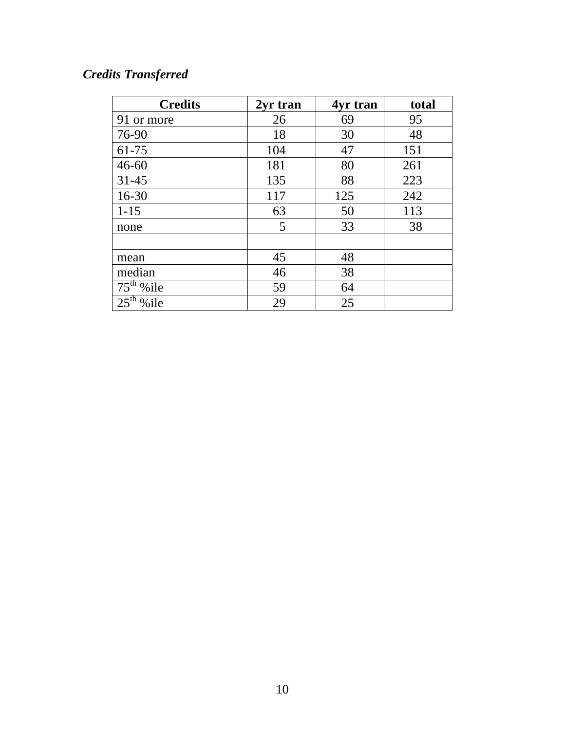***Credits Transferred***

| Credits | 2yr tran | 4yr tran | total |
|---|---|---|---|
| 91 or more | 26 | 69 | 95 |
| 76-90 | 18 | 30 | 48 |
| 61-75 | 104 | 47 | 151 |
| 46-60 | 181 | 80 | 261 |
| 31-45 | 135 | 88 | 223 |
| 16-30 | 117 | 125 | 242 |
| 1-15 | 63 | 50 | 113 |
| none | 5 | 33 | 38 |
| | | | |
| mean | 45 | 48 | |
| median | 46 | 38 | |
| 75th %ile | 59 | 64 | |
| 25th %ile | 29 | 25 | |